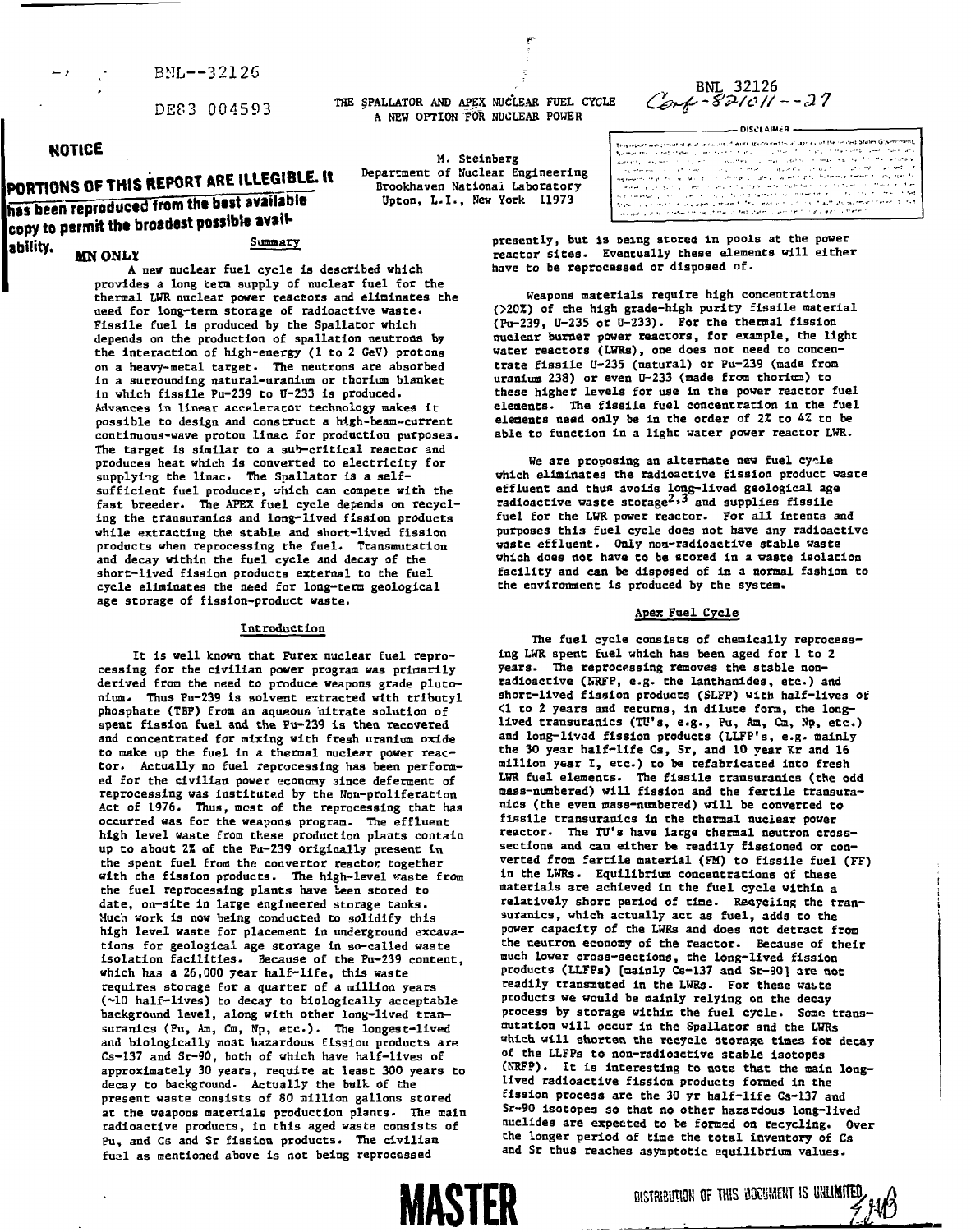BNL--32126

DE83 004593

BNL 32126
Conf-821011--27

**NOTICE**

**PORTIONS OF THIS REPORT ARE ILLEGIBLE. It has been reproduced from the best available copy to permit the broadest possible availability.**

# THE SPALLATOR AND APEX NUCLEAR FUEL CYCLE A NEW OPTION FOR NUCLEAR POWER

M. Steinberg
Department of Nuclear Engineering
Brookhaven National Laboratory
Upton, L.I., New York 11973

## Summary

A new nuclear fuel cycle is described which provides a long term supply of nuclear fuel for the thermal LWR nuclear power reactors and eliminates the need for long-term storage of radioactive waste. Fissile fuel is produced by the Spallator which depends on the production of spallation neutrons by the interaction of high-energy (1 to 2 GeV) protons on a heavy-metal target. The neutrons are absorbed in a surrounding natural-uranium or thorium blanket in which fissile Pu-239 to U-233 is produced. Advances in linear accelerator technology makes it possible to design and construct a high-beam-current continuous-wave proton linac for production purposes. The target is similar to a sub-critical reactor and produces heat which is converted to electricity for supplying the linac. The Spallator is a self-sufficient fuel producer, which can compete with the fast breeder. The APEX fuel cycle depends on recycling the transuranics and long-lived fission products while extracting the stable and short-lived fission products when reprocessing the fuel. Transmutation and decay within the fuel cycle and decay of the short-lived fission products external to the fuel cycle eliminates the need for long-term geological age storage of fission-product waste.

## Introduction

It is well known that Purex nuclear fuel reprocessing for the civilian power program was primarily derived from the need to produce weapons grade plutonium. Thus Pu-239 is solvent extracted with tributyl phosphate (TBP) from an aqueous nitrate solution of spent fission fuel and the Pu-239 is then recovered and concentrated for mixing with fresh uranium oxide to make up the fuel in a thermal nuclear power reactor. Actually no fuel reprocessing has been performed for the civilian power economy since deferment of reprocessing was instituted by the Non-proliferation Act of 1976. Thus, most of the reprocessing that has occurred was for the weapons program. The effluent high level waste from these production plants contain up to about 2% of the Pu-239 originally present in the spent fuel from the convertor reactor together with the fission products. The high-level waste from the fuel reprocessing plants have been stored to date, on-site in large engineered storage tanks. Much work is now being conducted to solidify this high level waste for placement in underground excavations for geological age storage in so-called waste isolation facilities. Because of the Pu-239 content, which has a 26,000 year half-life, this waste requires storage for a quarter of a million years (~10 half-lives) to decay to biologically acceptable background level, along with other long-lived transuranics (Pu, Am, Cm, Np, etc.). The longest-lived and biologically most hazardous fission products are Cs-137 and Sr-90, both of which have half-lives of approximately 30 years, require at least 300 years to decay to background. Actually the bulk of the present waste consists of 80 million gallons stored at the weapons materials production plants. The main radioactive products, in this aged waste consists of Pu, and Cs and Sr fission products. The civilian fuel as mentioned above is not being reprocessed presently, but is being stored in pools at the power reactor sites. Eventually these elements will either have to be reprocessed or disposed of.

Weapons materials require high concentrations (>20%) of the high grade-high purity fissile material (Pu-239, U-235 or U-233). For the thermal fission nuclear burner power reactors, for example, the light water reactors (LWRs), one does not need to concentrate fissile U-235 (natural) or Pu-239 (made from uranium 238) or even U-233 (made from thorium) to these higher levels for use in the power reactor fuel elements. The fissile fuel concentration in the fuel elements need only be in the order of 2% to 4% to be able to function in a light water power reactor LWR.

We are proposing an alternate new fuel cycle which eliminates the radioactive fission product waste effluent and thus avoids long-lived geological age radioactive waste storage[2,3] and supplies fissile fuel for the LWR power reactor. For all intents and purposes this fuel cycle does not have any radioactive waste effluent. Only non-radioactive stable waste which does not have to be stored in a waste isolation facility and can be disposed of in a normal fashion to the environment is produced by the system.

## Apex Fuel Cycle

The fuel cycle consists of chemically reprocessing LWR spent fuel which has been aged for 1 to 2 years. The reprocessing removes the stable non-radioactive (NRFP, e.g. the lanthanides, etc.) and short-lived fission products (SLFP) with half-lives of <1 to 2 years and returns, in dilute form, the long-lived transuranics (TU's, e.g., Pu, Am, Cm, Np, etc.) and long-lived fission products (LLFP's, e.g. mainly the 30 year half-life Cs, Sr, and 10 year Kr and 16 million year I, etc.) to be refabricated into fresh LWR fuel elements. The fissile transuranics (the odd mass-numbered) will fission and the fertile transuranics (the even mass-numbered) will be converted to fissile transuranics in the thermal nuclear power reactor. The TU's have large thermal neutron cross-sections and can either be readily fissioned or converted from fertile material (FM) to fissile fuel (FF) in the LWRs. Equilibrium concentrations of these materials are achieved in the fuel cycle within a relatively short period of time. Recycling the transuranics, which actually act as fuel, adds to the power capacity of the LWRs and does not detract from the neutron economy of the reactor. Because of their much lower cross-sections, the long-lived fission products (LLFPs) [mainly Cs-137 and Sr-90] are not readily transmuted in the LWRs. For these waste products we would be mainly relying on the decay process by storage within the fuel cycle. Some transmutation will occur in the Spallator and the LWRs which will shorten the recycle storage times for decay of the LLFPs to non-radioactive stable isotopes (NRFP). It is interesting to note that the main long-lived radioactive fission products formed in the fission process are the 30 yr half-life Cs-137 and Sr-90 isotopes so that no other hazardous long-lived nuclides are expected to be formed on recycling. Over the longer period of time the total inventory of Cs and Sr thus reaches asymptotic equilibrium values.

MASTER

DISTRIBUTION OF THIS DOCUMENT IS UNLIMITED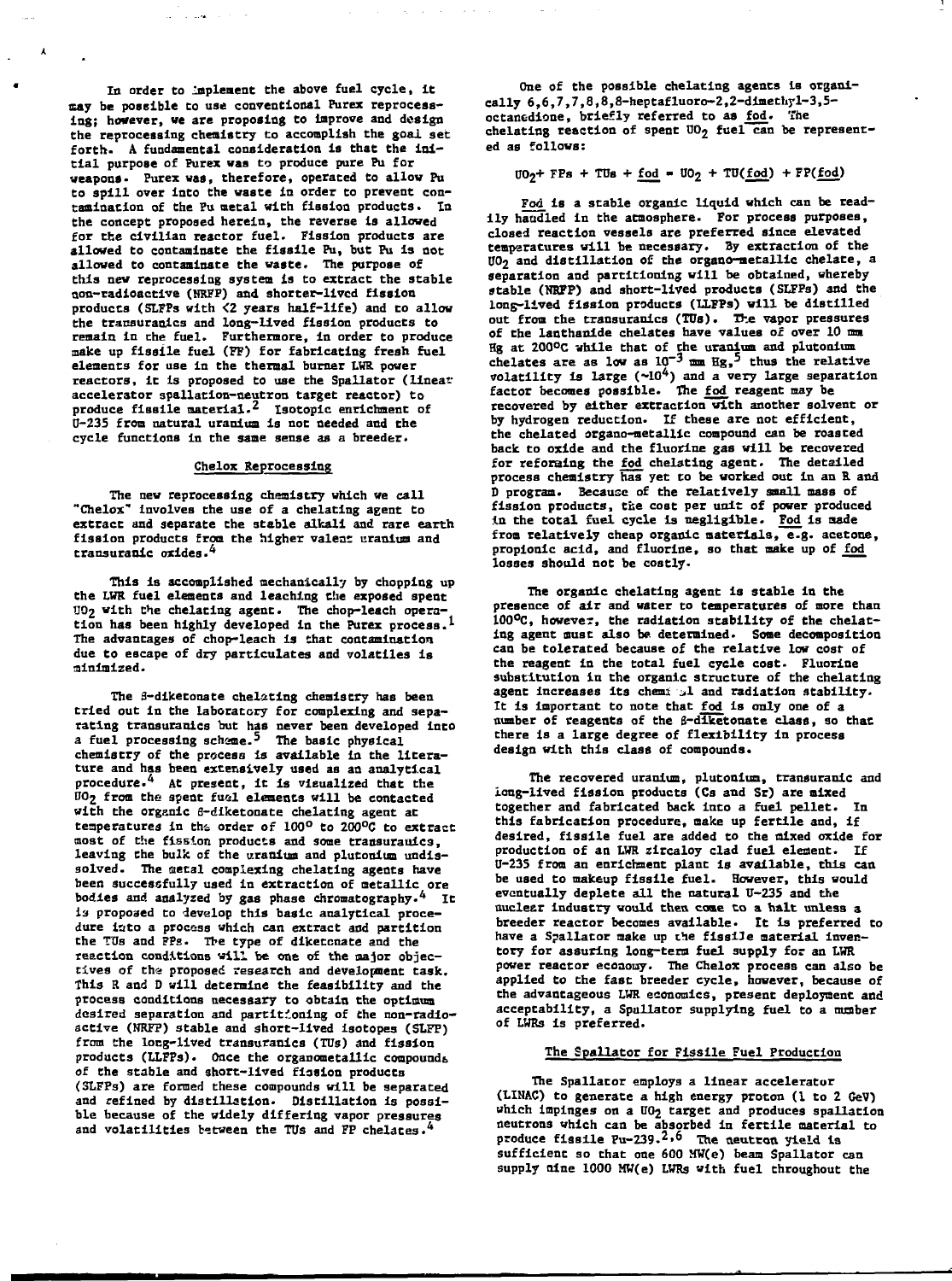In order to implement the above fuel cycle, it may be possible to use conventional Purex reprocessing; however, we are proposing to improve and design the reprocessing chemistry to accomplish the goal set forth. A fundamental consideration is that the initial purpose of Purex was to produce pure Pu for weapons. Purex was, therefore, operated to allow Pu to spill over into the waste in order to prevent contamination of the Pu metal with fission products. In the concept proposed herein, the reverse is allowed for the civilian reactor fuel. Fission products are allowed to contaminate the fissile Pu, but Pu is not allowed to contaminate the waste. The purpose of this new reprocessing system is to extract the stable non-radioactive (NRFP) and shorter-lived fission products (SLFPs with <2 years half-life) and to allow the transuranics and long-lived fission products to remain in the fuel. Furthermore, in order to produce make up fissile fuel (FF) for fabricating fresh fuel elements for use in the thermal burner LWR power reactors, it is proposed to use the Spallator (linear accelerator spallation-neutron target reactor) to produce fissile material.[2] Isotopic enrichment of U-235 from natural uranium is not needed and the cycle functions in the same sense as a breeder.

## Chelox Reprocessing

The new reprocessing chemistry which we call "Chelox" involves the use of a chelating agent to extract and separate the stable alkali and rare earth fission products from the higher valent uranium and transuranic oxides.[4]

This is accomplished mechanically by chopping up the LWR fuel elements and leaching the exposed spent $UO_2$ with the chelating agent. The chop-leach operation has been highly developed in the Purex process.[1] The advantages of chop-leach is that contamination due to escape of dry particulates and volatiles is minimized.

The β-diketonate chelating chemistry has been tried out in the laboratory for complexing and separating transuranics but has never been developed into a fuel processing scheme.[5] The basic physical chemistry of the process is available in the literature and has been extensively used as an analytical procedure.[4] At present, it is visualized that the $UO_2$ from the spent fuel elements will be contacted with the organic β-diketonate chelating agent at temperatures in the order of 100° to 200°C to extract most of the fission products and some transuranics, leaving the bulk of the uranium and plutonium undissolved. The metal complexing chelating agents have been successfully used in extraction of metallic ore bodies and analyzed by gas phase chromatography.[4] It is proposed to develop this basic analytical procedure into a process which can extract and partition the TUs and FPs. The type of diketonate and the reaction conditions will be one of the major objectives of the proposed research and development task. This R and D will determine the feasibility and the process conditions necessary to obtain the optimum desired separation and partitioning of the non-radioactive (NRFP) stable and short-lived isotopes (SLFP) from the long-lived transuranics (TUs) and fission products (LLFPs). Once the organometallic compounds of the stable and short-lived fission products (SLFPs) are formed these compounds will be separated and refined by distillation. Distillation is possible because of the widely differing vapor pressures and volatilities between the TUs and FP chelates.[4]

One of the possible chelating agents is organically 6,6,7,7,8,8,8-heptafluoro-2,2-dimethyl-3,5-octanedione, briefly referred to as fod. The chelating reaction of spent $UO_2$ fuel can be represented as follows:

$$UO_2 + FPs + TUs + \underline{fod} = UO_2 + TU(\underline{fod}) + FP(\underline{fod})$$

Fod is a stable organic liquid which can be readily handled in the atmosphere. For process purposes, closed reaction vessels are preferred since elevated temperatures will be necessary. By extraction of the $UO_2$ and distillation of the organo-metallic chelate, a separation and partitioning will be obtained, whereby stable (NRFP) and short-lived products (SLFPs) and the long-lived fission products (LLFPs) will be distilled out from the transuranics (TUs). The vapor pressures of the lanthanide chelates have values of over 10 mm Hg at 200°C while that of the uranium and plutonium chelates are as low as $10^{-3}$ mm Hg,[5] thus the relative volatility is large (~$10^4$) and a very large separation factor becomes possible. The fod reagent may be recovered by either extraction with another solvent or by hydrogen reduction. If these are not efficient, the chelated organo-metallic compound can be roasted back to oxide and the fluorine gas will be recovered for reforming the fod chelating agent. The detailed process chemistry has yet to be worked out in an R and D program. Because of the relatively small mass of fission products, the cost per unit of power produced in the total fuel cycle is negligible. Fod is made from relatively cheap organic materials, e.g. acetone, propionic acid, and fluorine, so that make up of fod losses should not be costly.

The organic chelating agent is stable in the presence of air and water to temperatures of more than 100°C, however, the radiation stability of the chelating agent must also be determined. Some decomposition can be tolerated because of the relative low cost of the reagent in the total fuel cycle cost. Fluorine substitution in the organic structure of the chelating agent increases its chemical and radiation stability. It is important to note that fod is only one of a number of reagents of the β-diketonate class, so that there is a large degree of flexibility in process design with this class of compounds.

The recovered uranium, plutonium, transuranic and long-lived fission products (Cs and Sr) are mixed together and fabricated back into a fuel pellet. In this fabrication procedure, make up fertile and, if desired, fissile fuel are added to the mixed oxide for production of an LWR zircaloy clad fuel element. If U-235 from an enrichment plant is available, this can be used to makeup fissile fuel. However, this would eventually deplete all the natural U-235 and the nuclear industry would then come to a halt unless a breeder reactor becomes available. It is preferred to have a Spallator make up the fissile material inventory for assuring long-term fuel supply for an LWR power reactor economy. The Chelox process can also be applied to the fast breeder cycle, however, because of the advantageous LWR economics, present deployment and acceptability, a Spallator supplying fuel to a number of LWRs is preferred.

## The Spallator for Fissile Fuel Production

The Spallator employs a linear accelerator (LINAC) to generate a high energy proton (1 to 2 GeV) which impinges on a $UO_2$ target and produces spallation neutrons which can be absorbed in fertile material to produce fissile Pu-239.[2,6] The neutron yield is sufficient so that one 600 MW(e) beam Spallator can supply nine 1000 MW(e) LWRs with fuel throughout the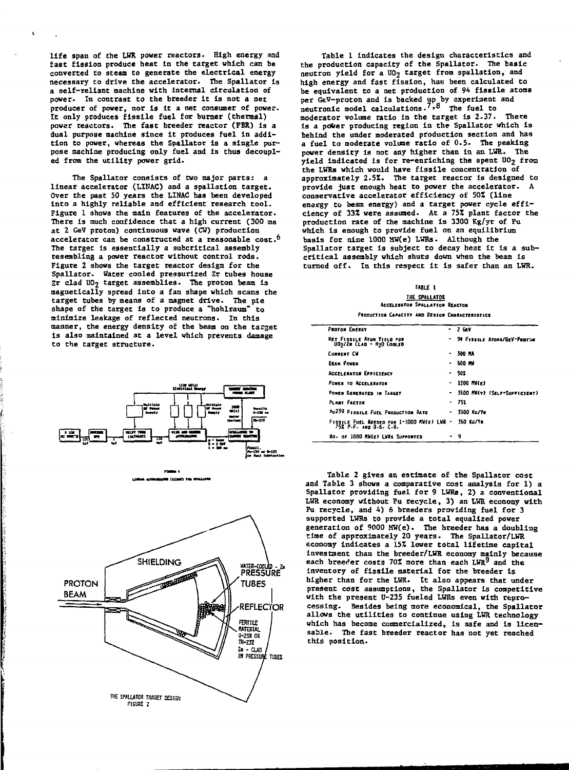life span of the LWR power reactors. High energy and fast fission produce heat in the target which can be converted to steam to generate the electrical energy necessary to drive the accelerator. The Spallator is a self-reliant machine with internal circulation of power. In contrast to the breeder it is not a net producer of power, nor is it a net consumer of power. It only produces fissile fuel for burner (thermal) power reactors. The fast breeder reactor (FBR) is a dual purpose machine since it produces fuel in addition to power, whereas the Spallator is a single purpose machine producing only fuel and is thus decoupled from the utility power grid.

The Spallator consists of two major parts: a linear accelerator (LINAC) and a spallation target. Over the past 50 years the LINAC has been developed into a highly reliable and efficient research tool. Figure 1 shows the main features of the accelerator. There is much confidence that a high current (300 ma at 2 GeV proton) continuous wave (CW) production accelerator can be constructed at a reasonable cost.[6] The target is essentially a subcritical assembly resembling a power reactor without control rods. Figure 2 shows the target reactor design for the Spallator. Water cooled pressurized Zr tubes house Zr clad $UO_2$ target assemblies. The proton beam is magnetically spread into a fan shape which scans the target tubes by means of a magnet drive. The pie shape of the target is to produce a "hohlraum" to minimize leakage of reflected neutrons. In this manner, the energy density of the beam on the target is also maintained at a level which prevents damage to the target structure.

FIGURE 1

LINEAR ACCELERATOR (LINAC) FOR SPALLATOR

SHIELDING

PROTON BEAM

WATER-COOLED - Zr PRESSURE TUBES

REFLECTOR

FERTILE MATERIAL U-238 OR TH-232

Zr - CLAD IN PRESSURE TUBES

THE SPALLATOR TARGET DESIGN

FIGURE 2

Table 1 indicates the design characteristics and the production capacity of the Spallator. The basic neutron yield for a $UO_2$ target from spallation, and high energy and fast fission, has been calculated to be equivalent to a net production of 94 fissile atoms per GeV-proton and is backed up by experiment and neutronic model calculations.[7,8] The fuel to moderator volume ratio in the target is 2.37. There is a power producing region in the Spallator which is behind the under moderated production section and has a fuel to moderate volume ratio of 0.5. The peaking power density is not any higher than in an LWR. The yield indicated is for re-enriching the spent $UO_2$ from the LWRs which would have fissile concentration of approximately 2.5%. The target reactor is designed to provide just enough heat to power the accelerator. A conservative accelerator efficiency of 50% (line energy to beam energy) and a target power cycle efficiency of 33% were assumed. At a 75% plant factor the production rate of the machine is 3300 Kg/yr of Pu which is enough to provide fuel on an equilibrium basis for nine 1000 MW(e) LWRs. Although the Spallator target is subject to decay heat it is a subcritical assembly which shuts down when the beam is turned off. In this respect it is safer than an LWR.

TABLE 1

THE SPALLATOR

ACCELERATOR SPALLATION REACTOR

PRODUCTION CAPACITY AND DESIGN CHARACTERISTICS

| | |
|---|---|
| PROTON ENERGY | - 2 GeV |
| NET FISSILE ATOM YIELD FOR $UO_2$/Zr CLAD - $H_2O$ COOLED | - 94 FISSILE ATOMS/GeV-PROTON |
| CURRENT CW | - 300 MA |
| BEAM POWER | - 600 MW |
| ACCELERATOR EFFICIENCY | - 50% |
| POWER TO ACCELERATOR | - 1200 MW(e) |
| POWER GENERATED IN TARGET | - 3600 MW(t) (SELF-SUFFICIENT) |
| PLANT FACTOR | - 75% |
| $Pu^{239}$ FISSILE FUEL PRODUCTION RATE | - 3300 Kg/Yr |
| FISSILE FUEL NEEDED FOR 1-1000 MW(e) LWR - 75% P.F. AND 0.6- C.R. | - 360 Kg/Yr |
| NO. OF 1000 MW(e) LWRs SUPPORTED | - 9 |

Table 2 gives an estimate of the Spallator cost and Table 3 shows a comparative cost analysis for 1) a Spallator providing fuel for 9 LWRs, 2) a conventional LWR economy without Pu recycle, 3) an LWR economy with Pu recycle, and 4) 6 breeders providing fuel for 3 supported LWRs to provide a total equalized power generation of 9000 MW(e). The breeder has a doubling time of approximately 20 years. The Spallator/LWR economy indicates a 15% lower total lifetime capital investment than the breeder/LWR economy mainly because each breeder costs 70% more than each LWR[9] and the inventory of fissile material for the breeder is higher than for the LWR. It also appears that under present cost assumptions, the Spallator is competitive with the present U-235 fueled LWRs even with reprocessing. Besides being more economical, the Spallator allows the utilities to continue using LWR technology which has become commercialized, is safe and is licensable. The fast breeder reactor has not yet reached this position.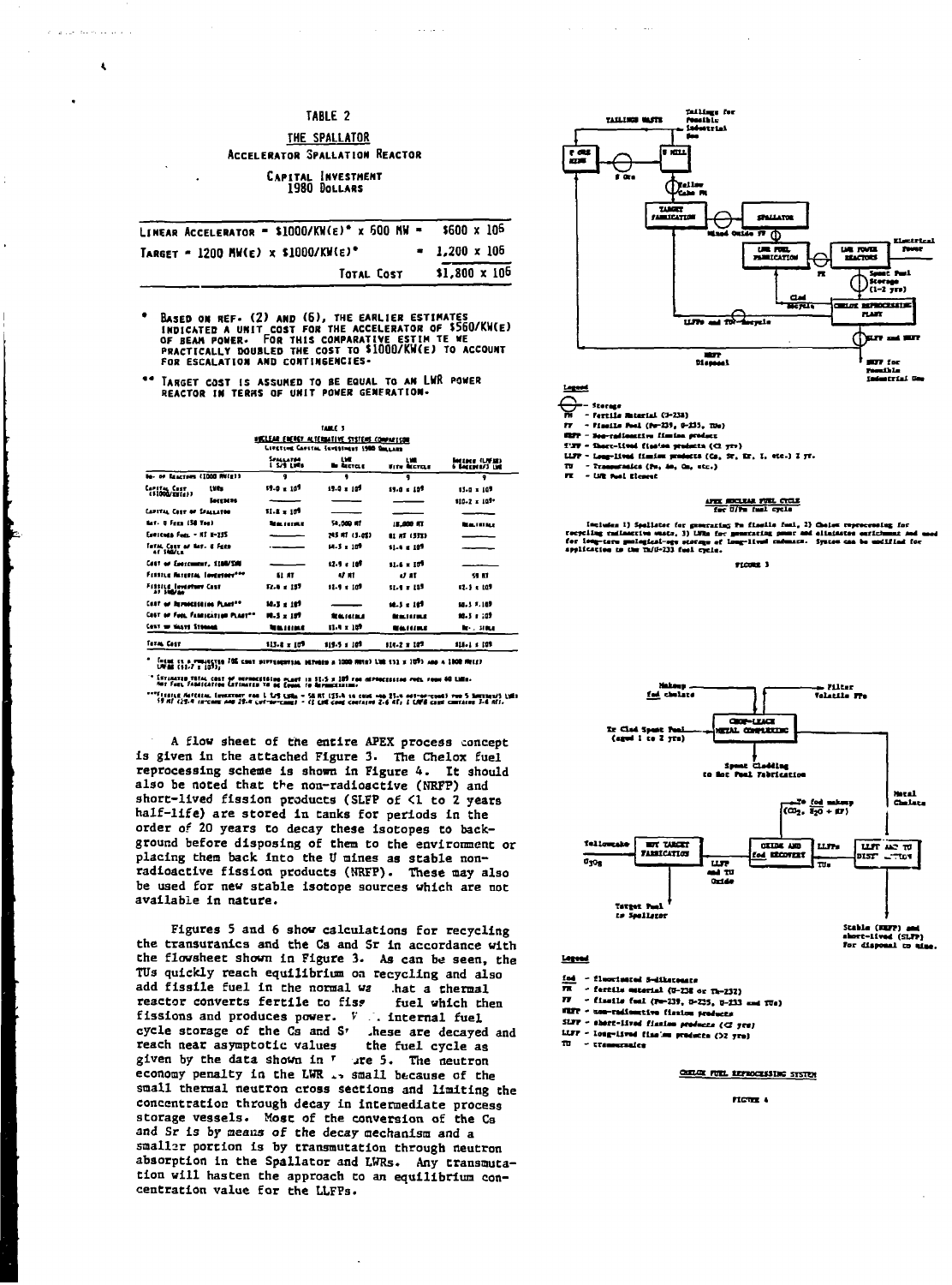## TABLE 2

### THE SPALLATOR

### ACCELERATOR SPALLATION REACTOR

#### CAPITAL INVESTMENT 1980 DOLLARS

| | |
|---|---|
| LINEAR ACCELERATOR = $1000/KW(E)* x 600 MW = | $600 x $10^6$ |
| TARGET = 1200 MW(E) x $1000/KW(E)** | = 1,200 x $10^6$ |
| TOTAL COST | $1,800 x $10^6$ |

\* BASED ON REF. (2) AND (6), THE EARLIER ESTIMATES INDICATED A UNIT COST FOR THE ACCELERATOR OF $560/KW(E) OF BEAM POWER. FOR THIS COMPARATIVE ESTIMATE WE PRACTICALLY DOUBLED THE COST TO $1000/KW(E) TO ACCOUNT FOR ESCALATION AND CONTINGENCIES.

\*\* TARGET COST IS ASSUMED TO BE EQUAL TO AN LWR POWER REACTOR IN TERMS OF UNIT POWER GENERATION.

TABLE 3

NUCLEAR ENERGY ALTERNATIVE SYSTEMS COMPARISON

LIFETIME CAPITAL INVESTMENT 1980 DOLLARS

| | Spallator 1 S/5 LWRs | LWR No Recycle | LWR With Recycle | Breeder (LMFBR) & Breeders/3 LWR |
|---|---|---|---|---|
| No. of Reactors (1000 MW(E)) | 9 | 9 | 9 | 9 |
| Capital Cost ($1000/KW(E)) LWRs | $9.0 x 10^9 | $9.0 x 10^9 | $9.0 x 10^9 | $3.0 x 10^9 |
| Breeders | ——— | ——— | ——— | $10.2 x 10^9* |
| Capital Cost of Spallator | $1.8 x 10^9 | | | |
| Nat. U Feed (30 Yrs) | Negligible | 54,000 MT | 18,000 MT | Negligible |
| Enriched Fuel - MT U-235 | ——— | 745 MT (3.0%) | 81 MT (3%?) | ——— |
| Total Cost of Nat. U Feed at $40/lb | ——— | $4.5 x 10^9 | $1.4 x 10^9 | ——— |
| Cost of Enrichment, $100/SWU | ——— | $2.9 x 10^9 | $1.6 x 10^9 | ——— |
| Fissile Material Inventory*** | 61 MT | 47 MT | 47 MT | 59 MT |
| Fissile Inventory Cost at $40/gm | $2.4 x 10^9 | $1.9 x 10^9 | $1.9 x 10^9 | $2.3 x 10^9 |
| Cost of Reprocessing Plant** | $0.5 x 10^9 | ——— | $0.5 x 10^9 | $0.5 x 10^9 |
| Cost of Fuel Fabrication Plant** | $0.5 x 10^9 | Negligible | Negligible | $0.5 x 10^9 |
| Cost of Waste Storage | Negligible | $1.4 x 10^9 | Negligible | Negligible |
| Total Cost | $13.8 x 10^9 | $19.5 x 10^9 | $16.2 x 10^9 | $16.1 x 10^9 |

\* There is a projected 10% cost differential between a 1000 MW(E) LWR ($3 x 10^9) and a 1000 MW(E) LMFBR ($3.4 x 10^9).

\*\* Estimated total cost of reprocessing plant is $1.5 x 10^9 for reprocessing fuel from 60 LWRs. Hot Fuel Fabrication Estimated to be Equal to Reprocessing.

\*\*\* Fissile Material Inventory for 1 S/5 LWRs = 58 MT (25.4 in core and 33.4 out-of-core) for 5 Breeders/3 LWRs 59 MT (29.4 in-core and 29.4 out-of-core) - (1 LWR core contains 2.6 MT; 1 LMFB core contains 3.4 MT).

A flow sheet of the entire APEX process concept is given in the attached Figure 3. The Chelox fuel reprocessing scheme is shown in Figure 4. It should also be noted that the non-radioactive (NRFP) and short-lived fission products (SLFP of <1 to 2 years half-life) are stored in tanks for periods in the order of 20 years to decay these isotopes to background before disposing of them to the environment or placing them back into the U mines as stable non-radioactive fission products (NRFP). These may also be used for new stable isotope sources which are not available in nature.

Figures 5 and 6 show calculations for recycling the transuranics and the Cs and Sr in accordance with the flowsheet shown in Figure 3. As can be seen, the TUs quickly reach equilibrium on recycling and also add fissile fuel in the normal way that a thermal reactor converts fertile to fissile fuel which then fissions and produces power. With internal fuel cycle storage of the Cs and Sr, these are decayed and reach near asymptotic values in the fuel cycle as given by the data shown in Figure 5. The neutron economy penalty in the LWR is small because of the small thermal neutron cross sections and limiting the concentration through decay in intermediate process storage vessels. Most of the conversion of the Cs and Sr is by means of the decay mechanism and a smaller portion is by transmutation through neutron absorption in the Spallator and LWRs. Any transmutation will hasten the approach to an equilibrium concentration value for the LLFPs.

Tailings for Possible Industrial Use

TAILINGS WASTE

U ORE MINE

U Ore

U MILL

Yellow Cake FM

TARGET FABRICATION

SPALLATOR

Mixed Oxide FF

LWR FUEL FABRICATION

LWR POWER REACTORS

Electrical Power

FE

Spent Fuel Storage (1-2 yrs)

Clad Recycle

CHELOX REPROCESSING PLANT

LLFPs and TUs Recycle

SLFP and NRFP

NRFP Disposal

NRFP for Possible Industrial Use

Legend

Storage

FM - Fertile Material (U-238)

FF - Fissile Fuel (Pu-239, U-233, TUs)

NRFP - Non-radioactive fission product

SLFP - Short-lived fission products (<1 yr)

LLFP - Long-lived fission products (Cs, Sr, Kr, I, etc.) ≥ yr.

TU - Transuranics (Pu, Am, Cm, etc.)

FE - LWR Fuel Element

APEX NUCLEAR FUEL CYCLE for U/Pu fuel cycle

Includes 1) Spallator for generating Pu fissile fuel, 2) Chelox reprocessing for recycling radioactive waste, 3) LWRs for generating power and eliminates enrichment and need for long-term geological-age storage of long-lived radwaste. System can be modified for application to the Th/U-233 fuel cycle.

FIGURE 3

Makeup fod chelate

Filter Volatile FPs

Zr Clad Spent Fuel (aged 1 to 2 yrs)

CHOP-LEACH METAL COMPLEXING

Spent Cladding to Hot Fuel Fabrication

To fod makeup ($CO_2$, $H_2O$ + HF)

Metal Chelate

Yellowcake

$U_3O_8$

HOT TARGET FABRICATION

LLFP and TU Oxide

OXIDE AND fod RECOVERY

LLFPs

TUs

LLFP AND TO DISTILLATION

Target Fuel to Spallator

Stable (NRFP) and short-lived (SLFP) For disposal to mine.

Legend

fod - fluorinated β-diketonate

FM - fertile material (U-238 or Th-232)

FF - fissile fuel (Pu-239, U-235, U-233 and TUs)

NRFP - non-radioactive fission products

SLFP - short-lived fission products (<2 yrs)

LLFP - long-lived fission products (>2 yrs)

TU - transuranics

CHELOX FUEL REPROCESSING SYSTEM

FIGURE 4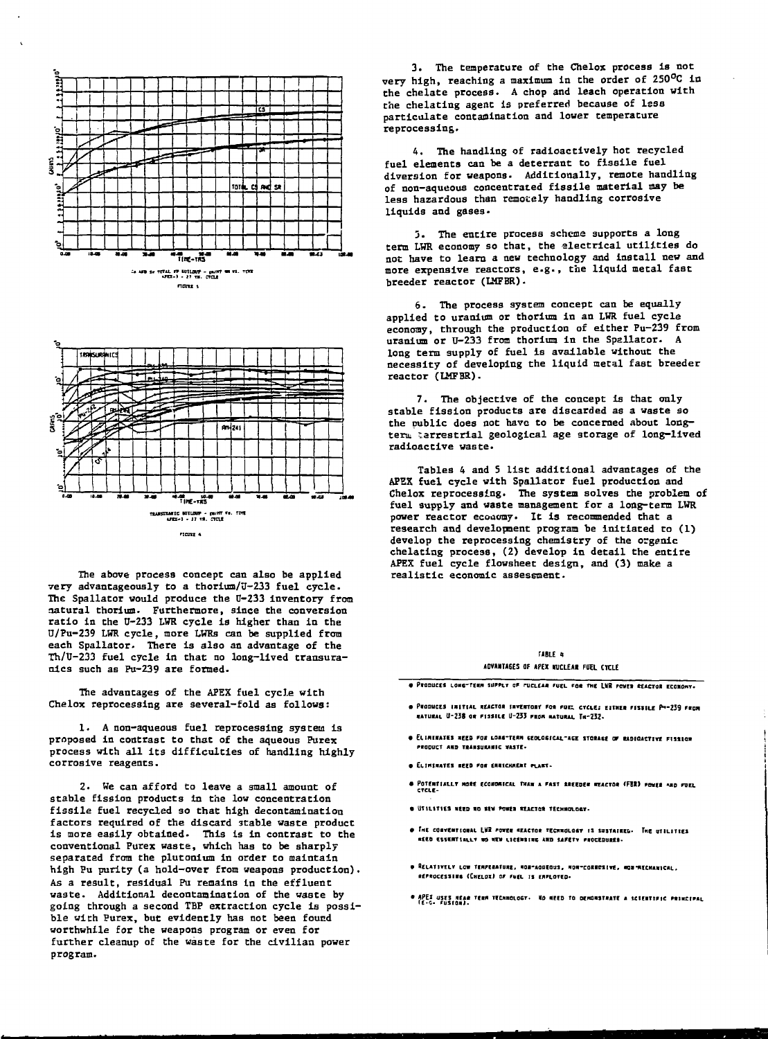CS

SR

TOTAL CS AND SR

CURIES

TIME-YRS

CS AND SR TOTAL FP OUTLOOP - CURIES VS. TIME APEX-1 - 27 YR. CYCLE

FIGURE 5

TRANSURANICS

PU-238

PU-240

PU-242

PU-239

PU-241

AM-241

CM-244

CURIES

TIME-YRS

TRANSURANIC OUTLOOP - CURIES VS. TIME APEX-1 - 27 YR. CYCLE

FIGURE 4

The above process concept can also be applied very advantageously to a thorium/U-233 fuel cycle. The Spallator would produce the U-233 inventory from natural thorium. Furthermore, since the conversion ratio in the U-233 LWR cycle is higher than in the U/Pu-239 LWR cycle, more LWRs can be supplied from each Spallator. There is also an advantage of the Th/U-233 fuel cycle in that no long-lived transuranics such as Pu-239 are formed.

The advantages of the APEX fuel cycle with Chelox reprocessing are several-fold as follows:

1. A non-aqueous fuel reprocessing system is proposed in contrast to that of the aqueous Purex process with all its difficulties of handling highly corrosive reagents.

2. We can afford to leave a small amount of stable fission products in the low concentration fissile fuel recycled so that high decontamination factors required of the discard stable waste product is more easily obtained. This is in contrast to the conventional Purex waste, which has to be sharply separated from the plutonium in order to maintain high Pu purity (a hold-over from weapons production). As a result, residual Pu remains in the effluent waste. Additional decontamination of the waste by going through a second TBP extraction cycle is possible with Purex, but evidently has not been found worthwhile for the weapons program or even for further cleanup of the waste for the civilian power program.

3. The temperature of the Chelox process is not very high, reaching a maximum in the order of 250°C in the chelate process. A chop and leach operation with the chelating agent is preferred because of less particulate contamination and lower temperature reprocessing.

4. The handling of radioactively hot recycled fuel elements can be a deterrant to fissile fuel diversion for weapons. Additionally, remote handling of non-aqueous concentrated fissile material may be less hazardous than remotely handling corrosive liquids and gases.

5. The entire process scheme supports a long term LWR economy so that, the electrical utilities do not have to learn a new technology and install new and more expensive reactors, e.g., the liquid metal fast breeder reactor (LMFBR).

6. The process system concept can be equally applied to uranium or thorium in an LWR fuel cycle economy, through the production of either Pu-239 from uranium or U-233 from thorium in the Spallator. A long term supply of fuel is available without the necessity of developing the liquid metal fast breeder reactor (LMFBR).

7. The objective of the concept is that only stable fission products are discarded as a waste so the public does not have to be concerned about long-term terrestrial geological age storage of long-lived radioactive waste.

Tables 4 and 5 list additional advantages of the APEX fuel cycle with Spallator fuel production and Chelox reprocessing. The system solves the problem of fuel supply and waste management for a long-term LWR power reactor economy. It is recommended that a research and development program be initiated to (1) develop the reprocessing chemistry of the organic chelating process, (2) develop in detail the entire APEX fuel cycle flowsheet design, and (3) make a realistic economic assessment.

TABLE 4

ADVANTAGES OF APEX NUCLEAR FUEL CYCLE

- PRODUCES LONG-TERM SUPPLY OF NUCLEAR FUEL FOR THE LWR POWER REACTOR ECONOMY.
- PRODUCES INITIAL REACTOR INVENTORY FOR FUEL CYCLE; EITHER FISSILE PU-239 FROM NATURAL U-238 OR FISSILE U-233 FROM NATURAL TH-232.
- ELIMINATES NEED FOR LONG-TERM GEOLOGICAL-AGE STORAGE OF RADIOACTIVE FISSION PRODUCT AND TRANSURANIC WASTE.
- ELIMINATES NEED FOR ENRICHMENT PLANT.
- POTENTIALLY MORE ECONOMICAL THAN A FAST BREEDER REACTOR (FBR) POWER AND FUEL CYCLE.
- UTILITIES NEED NO NEW POWER REACTOR TECHNOLOGY.
- THE CONVENTIONAL LWR POWER REACTOR TECHNOLOGY IS SUSTAINED. THE UTILITIES NEED ESSENTIALLY NO NEW LICENSING AND SAFETY PROCEDURES.
- RELATIVELY LOW TEMPERATURE, NON-AQUEOUS, NON-CORROSIVE, NON-MECHANICAL, REPROCESSING (CHELOX) OF FUEL IS EMPLOYED.
- APEX USES NEAR TERM TECHNOLOGY. NO NEED TO DEMONSTRATE A SCIENTIFIC PRINCIPAL (E.G. FUSION).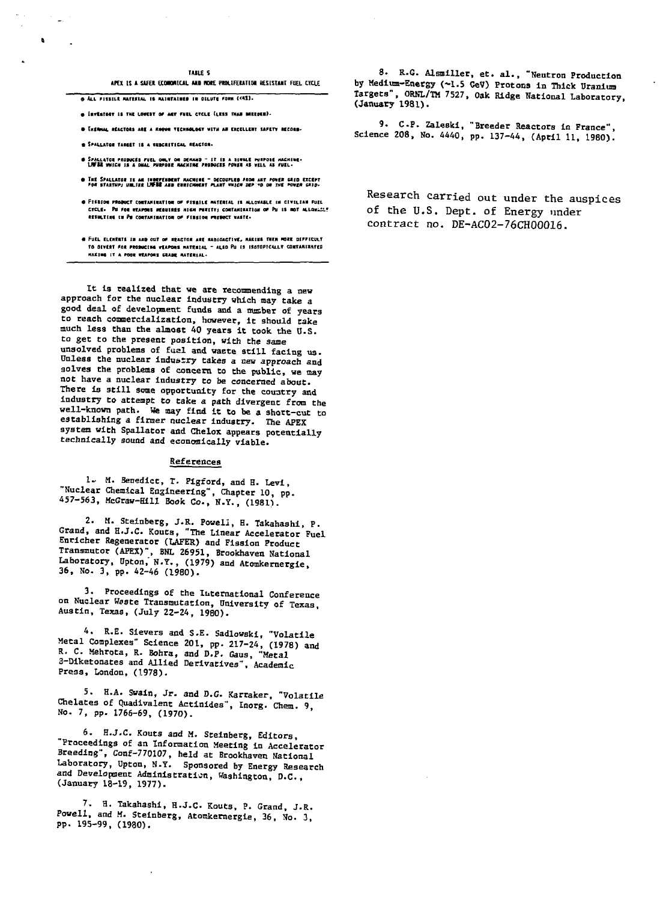TABLE 5

APEX IS A SAFER ECONOMICAL AND MORE PROLIFERATION RESISTANT FUEL CYCLE

- ALL FISSILE MATERIAL IS MAINTAINED IN DILUTE FORM (<4%).
- INVENTORY IS THE LOWEST OF ANY FUEL CYCLE (LESS THAN BREEDER).
- THERMAL REACTORS ARE A KNOWN TECHNOLOGY WITH AN EXCELLENT SAFETY RECORD.
- SPALLATOR TARGET IS A SUBCRITICAL REACTOR.
- SPALLATOR PRODUCES FUEL ONLY ON DEMAND - IT IS A SINGLE PURPOSE MACHINE. LMFBR WHICH IS A DUAL PURPOSE MACHINE PRODUCES POWER AS WELL AS FUEL.
- THE SPALLATOR IS AN INDEPENDENT MACHINE - DECOUPLED FROM ANY POWER GRID EXCEPT FOR STARTUP; UNLIKE LMFBR AND ENRICHMENT PLANT WHICH DEP ND ON THE POWER GRID.
- FISSION PRODUCT CONTAMINATION OF FISSILE MATERIAL IS ALLOWABLE IN CIVILIAN FUEL CYCLE. Pu FOR WEAPONS REQUIRES HIGH PURITY; CONTAMINATION OF Pu IS NOT ALLOWABLE RESULTING IN Pu CONTAMINATION OF FISSION PRODUCT WASTE.
- FUEL ELEMENTS IN AND OUT OF REACTOR ARE RADIOACTIVE, MAKING THEM MORE DIFFICULT TO DIVERT FOR PRODUCING WEAPONS MATERIAL - ALSO Pu IS ISOTOPICALLY CONTAMINATED MAKING IT A POOR WEAPONS GRADE MATERIAL.

It is realized that we are recommending a new approach for the nuclear industry which may take a good deal of development funds and a number of years to reach commercialization, however, it should take much less than the almost 40 years it took the U.S. to get to the present position, with the same unsolved problems of fuel and waste still facing us. Unless the nuclear industry takes a new approach and solves the problems of concern to the public, we may not have a nuclear industry to be concerned about. There is still some opportunity for the country and industry to attempt to take a path divergent from the well-known path. We may find it to be a short-cut to establishing a firmer nuclear industry. The APEX system with Spallator and Chelox appears potentially technically sound and economically viable.

## References

1. M. Benedict, T. Pigford, and H. Levi, "Nuclear Chemical Engineering", Chapter 10, pp. 457-563, McGraw-Hill Book Co., N.Y., (1981).

2. M. Steinberg, J.R. Powell, H. Takahashi, P. Grand, and H.J.C. Kouts, "The Linear Accelerator Fuel Enricher Regenerator (LAFER) and Fission Product Transmutor (APEX)", BNL 26951, Brookhaven National Laboratory, Upton, N.Y., (1979) and Atomkernergie, 36, No. 3, pp. 42-46 (1980).

3. Proceedings of the International Conference on Nuclear Waste Transmutation, University of Texas, Austin, Texas, (July 22-24, 1980).

4. R.E. Sievers and S.E. Sadlowski, "Volatile Metal Complexes" Science 201, pp. 217-24, (1978) and R. C. Mehrota, R. Bohra, and D.P. Gaus, "Metal β-Diketonates and Allied Derivatives", Academic Press, London, (1978).

5. H.A. Swain, Jr. and D.G. Karraker, "Volatile Chelates of Quadivalent Actinides", Inorg. Chem. 9, No. 7, pp. 1766-69, (1970).

6. H.J.C. Kouts and M. Steinberg, Editors, "Proceedings of an Information Meeting in Accelerator Breeding", Conf-770107, held at Brookhaven National Laboratory, Upton, N.Y. Sponsored by Energy Research and Development Administration, Washington, D.C., (January 18-19, 1977).

7. H. Takahashi, H.J.C. Kouts, P. Grand, J.R. Powell, and M. Steinberg, Atomkernergie, 36, No. 3, pp. 195-99, (1980).

8. R.G. Alsmiller, et. al., "Neutron Production by Medium-Energy (~1.5 GeV) Protons in Thick Uranium Targets", ORNL/TM 7527, Oak Ridge National Laboratory, (January 1981).

9. C.P. Zaleski, "Breeder Reactors in France", Science 208, No. 4440, pp. 137-44, (April 11, 1980).

Research carried out under the auspices of the U.S. Dept. of Energy under contract no. DE-AC02-76CH00016.